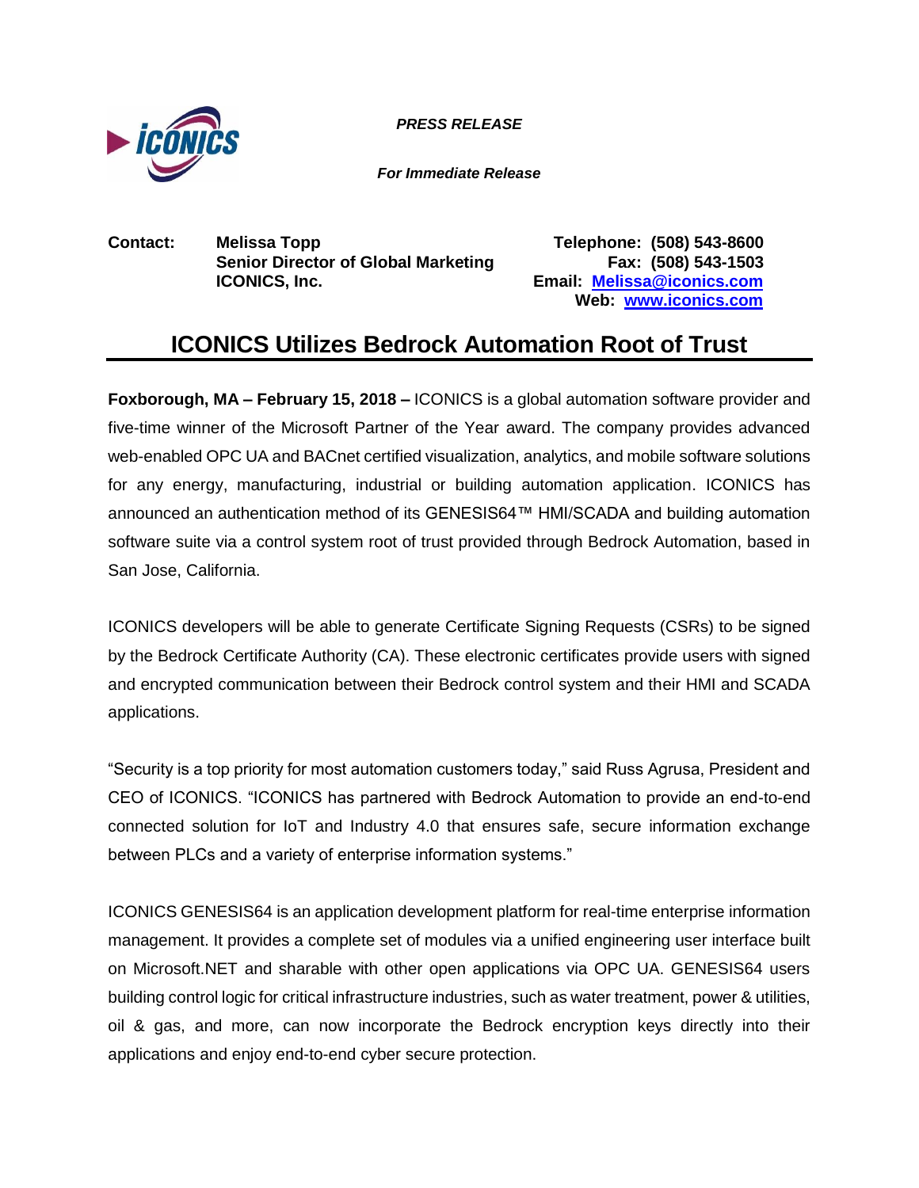***PRESS RELEASE***

***For Immediate Release***

**Contact:** **Melissa Topp**
**Senior Director of Global Marketing**
**ICONICS, Inc.**

**Telephone: (508) 543-8600**
**Fax: (508) 543-1503**
**Email: Melissa@iconics.com**
**Web: www.iconics.com**

# ICONICS Utilizes Bedrock Automation Root of Trust

**Foxborough, MA – February 15, 2018 –** ICONICS is a global automation software provider and five-time winner of the Microsoft Partner of the Year award. The company provides advanced web-enabled OPC UA and BACnet certified visualization, analytics, and mobile software solutions for any energy, manufacturing, industrial or building automation application. ICONICS has announced an authentication method of its GENESIS64™ HMI/SCADA and building automation software suite via a control system root of trust provided through Bedrock Automation, based in San Jose, California.

ICONICS developers will be able to generate Certificate Signing Requests (CSRs) to be signed by the Bedrock Certificate Authority (CA). These electronic certificates provide users with signed and encrypted communication between their Bedrock control system and their HMI and SCADA applications.

"Security is a top priority for most automation customers today," said Russ Agrusa, President and CEO of ICONICS. "ICONICS has partnered with Bedrock Automation to provide an end-to-end connected solution for IoT and Industry 4.0 that ensures safe, secure information exchange between PLCs and a variety of enterprise information systems."

ICONICS GENESIS64 is an application development platform for real-time enterprise information management. It provides a complete set of modules via a unified engineering user interface built on Microsoft.NET and sharable with other open applications via OPC UA. GENESIS64 users building control logic for critical infrastructure industries, such as water treatment, power & utilities, oil & gas, and more, can now incorporate the Bedrock encryption keys directly into their applications and enjoy end-to-end cyber secure protection.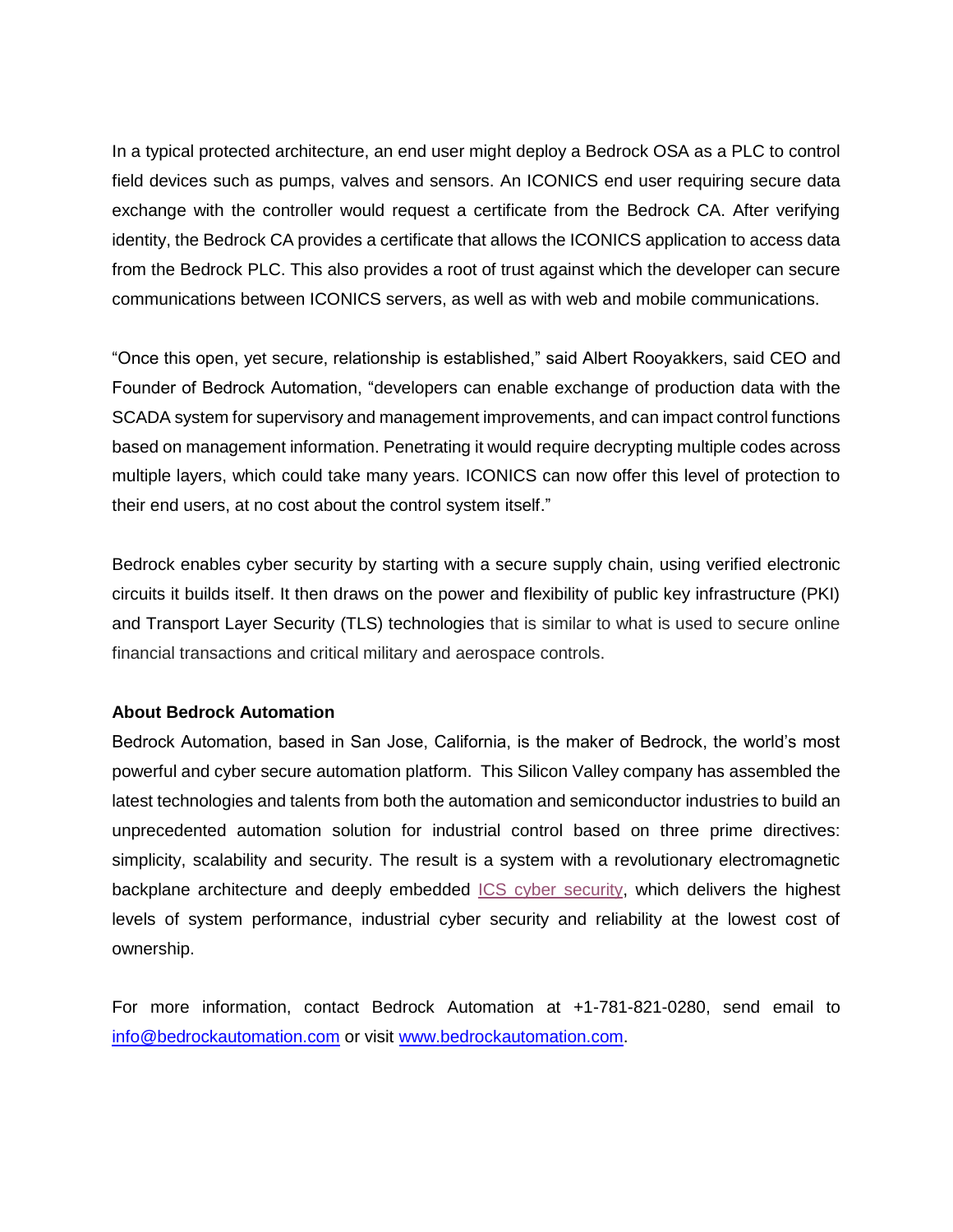In a typical protected architecture, an end user might deploy a Bedrock OSA as a PLC to control field devices such as pumps, valves and sensors. An ICONICS end user requiring secure data exchange with the controller would request a certificate from the Bedrock CA. After verifying identity, the Bedrock CA provides a certificate that allows the ICONICS application to access data from the Bedrock PLC. This also provides a root of trust against which the developer can secure communications between ICONICS servers, as well as with web and mobile communications.

"Once this open, yet secure, relationship is established," said Albert Rooyakkers, said CEO and Founder of Bedrock Automation, "developers can enable exchange of production data with the SCADA system for supervisory and management improvements, and can impact control functions based on management information. Penetrating it would require decrypting multiple codes across multiple layers, which could take many years. ICONICS can now offer this level of protection to their end users, at no cost about the control system itself."

Bedrock enables cyber security by starting with a secure supply chain, using verified electronic circuits it builds itself. It then draws on the power and flexibility of public key infrastructure (PKI) and Transport Layer Security (TLS) technologies that is similar to what is used to secure online financial transactions and critical military and aerospace controls.

**About Bedrock Automation**

Bedrock Automation, based in San Jose, California, is the maker of Bedrock, the world's most powerful and cyber secure automation platform. This Silicon Valley company has assembled the latest technologies and talents from both the automation and semiconductor industries to build an unprecedented automation solution for industrial control based on three prime directives: simplicity, scalability and security. The result is a system with a revolutionary electromagnetic backplane architecture and deeply embedded ICS cyber security, which delivers the highest levels of system performance, industrial cyber security and reliability at the lowest cost of ownership.

For more information, contact Bedrock Automation at +1-781-821-0280, send email to info@bedrockautomation.com or visit www.bedrockautomation.com.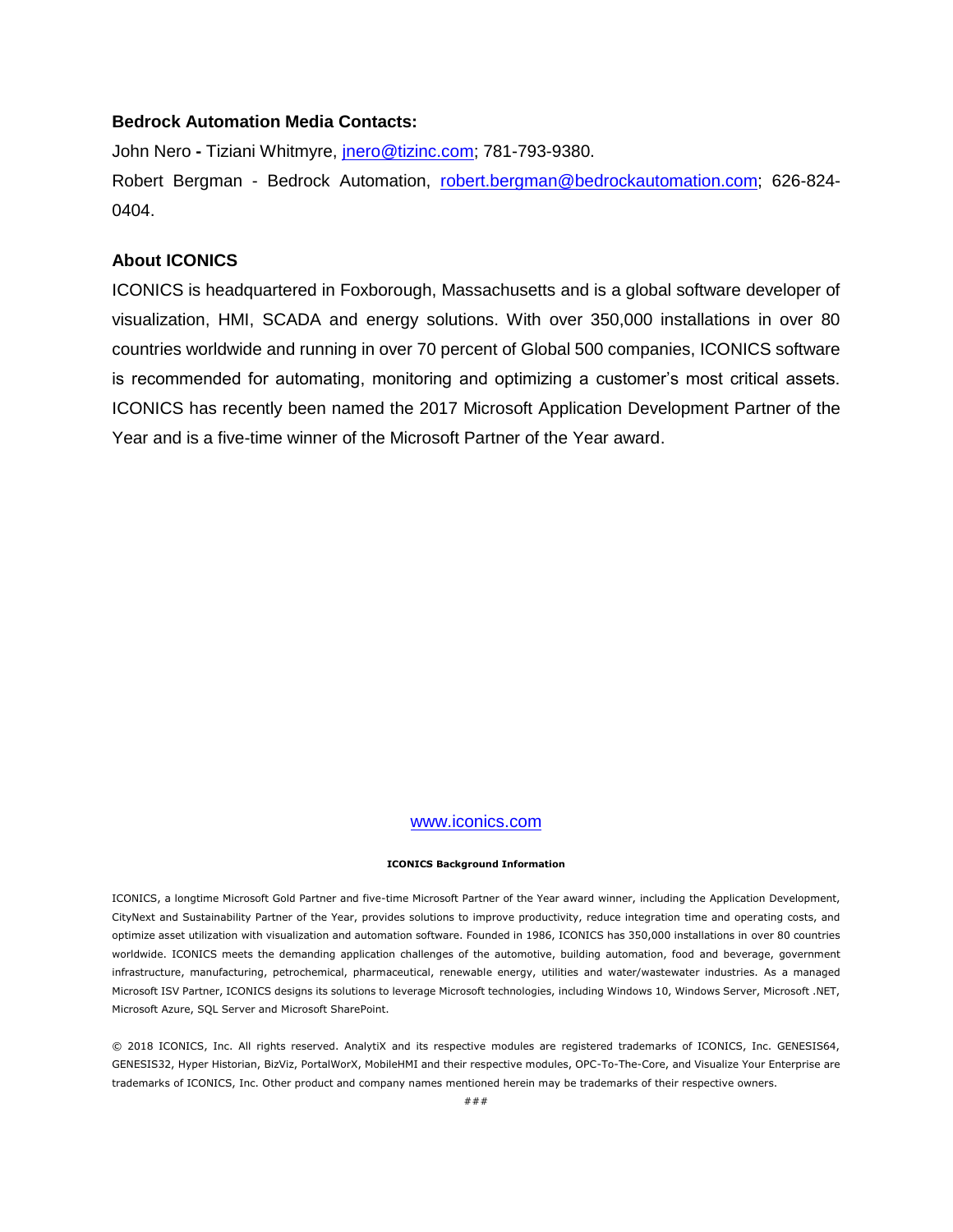**Bedrock Automation Media Contacts:**

John Nero **-** Tiziani Whitmyre, jnero@tizinc.com; 781-793-9380.

Robert Bergman - Bedrock Automation, robert.bergman@bedrockautomation.com; 626-824-0404.

## About ICONICS

ICONICS is headquartered in Foxborough, Massachusetts and is a global software developer of visualization, HMI, SCADA and energy solutions. With over 350,000 installations in over 80 countries worldwide and running in over 70 percent of Global 500 companies, ICONICS software is recommended for automating, monitoring and optimizing a customer's most critical assets. ICONICS has recently been named the 2017 Microsoft Application Development Partner of the Year and is a five-time winner of the Microsoft Partner of the Year award.

www.iconics.com

**ICONICS Background Information**

ICONICS, a longtime Microsoft Gold Partner and five-time Microsoft Partner of the Year award winner, including the Application Development, CityNext and Sustainability Partner of the Year, provides solutions to improve productivity, reduce integration time and operating costs, and optimize asset utilization with visualization and automation software. Founded in 1986, ICONICS has 350,000 installations in over 80 countries worldwide. ICONICS meets the demanding application challenges of the automotive, building automation, food and beverage, government infrastructure, manufacturing, petrochemical, pharmaceutical, renewable energy, utilities and water/wastewater industries. As a managed Microsoft ISV Partner, ICONICS designs its solutions to leverage Microsoft technologies, including Windows 10, Windows Server, Microsoft .NET, Microsoft Azure, SQL Server and Microsoft SharePoint.

© 2018 ICONICS, Inc. All rights reserved. AnalytiX and its respective modules are registered trademarks of ICONICS, Inc. GENESIS64, GENESIS32, Hyper Historian, BizViz, PortalWorX, MobileHMI and their respective modules, OPC-To-The-Core, and Visualize Your Enterprise are trademarks of ICONICS, Inc. Other product and company names mentioned herein may be trademarks of their respective owners.

###